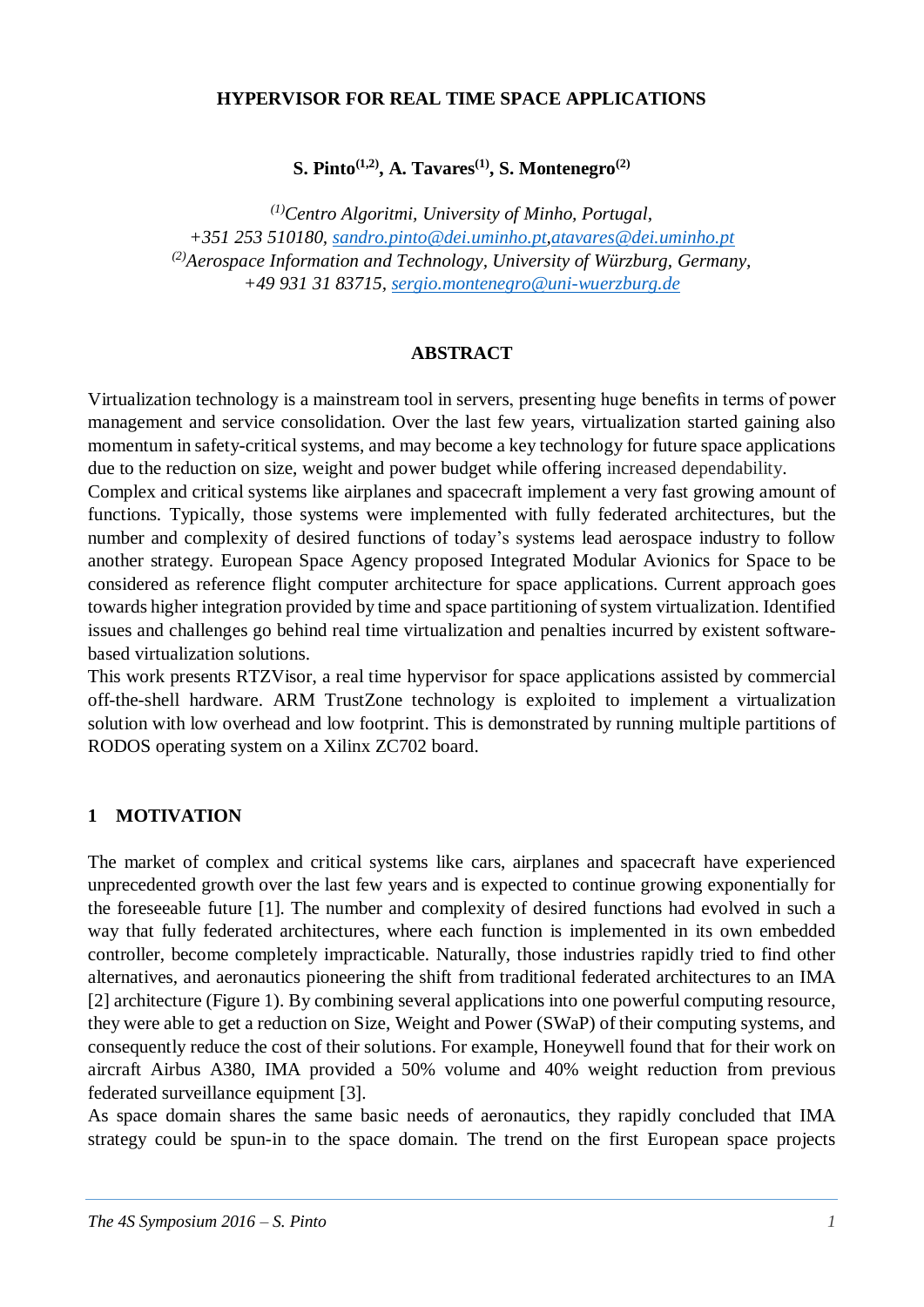# HYPERVISOR FOR REAL TIME SPACE APPLICATIONS

**S. Pinto[1,2], A. Tavares[1], S. Montenegro[2]**

*[1]Centro Algoritmi, University of Minho, Portugal,*
*+351 253 510180, sandro.pinto@dei.uminho.pt,atavares@dei.uminho.pt*
*[2]Aerospace Information and Technology, University of Würzburg, Germany,*
*+49 931 31 83715, sergio.montenegro@uni-wuerzburg.de*

## ABSTRACT

Virtualization technology is a mainstream tool in servers, presenting huge benefits in terms of power management and service consolidation. Over the last few years, virtualization started gaining also momentum in safety-critical systems, and may become a key technology for future space applications due to the reduction on size, weight and power budget while offering increased dependability.

Complex and critical systems like airplanes and spacecraft implement a very fast growing amount of functions. Typically, those systems were implemented with fully federated architectures, but the number and complexity of desired functions of today's systems lead aerospace industry to follow another strategy. European Space Agency proposed Integrated Modular Avionics for Space to be considered as reference flight computer architecture for space applications. Current approach goes towards higher integration provided by time and space partitioning of system virtualization. Identified issues and challenges go behind real time virtualization and penalties incurred by existent software-based virtualization solutions.

This work presents RTZVisor, a real time hypervisor for space applications assisted by commercial off-the-shell hardware. ARM TrustZone technology is exploited to implement a virtualization solution with low overhead and low footprint. This is demonstrated by running multiple partitions of RODOS operating system on a Xilinx ZC702 board.

## 1 MOTIVATION

The market of complex and critical systems like cars, airplanes and spacecraft have experienced unprecedented growth over the last few years and is expected to continue growing exponentially for the foreseeable future [1]. The number and complexity of desired functions had evolved in such a way that fully federated architectures, where each function is implemented in its own embedded controller, become completely impracticable. Naturally, those industries rapidly tried to find other alternatives, and aeronautics pioneering the shift from traditional federated architectures to an IMA [2] architecture (Figure 1). By combining several applications into one powerful computing resource, they were able to get a reduction on Size, Weight and Power (SWaP) of their computing systems, and consequently reduce the cost of their solutions. For example, Honeywell found that for their work on aircraft Airbus A380, IMA provided a 50% volume and 40% weight reduction from previous federated surveillance equipment [3].

As space domain shares the same basic needs of aeronautics, they rapidly concluded that IMA strategy could be spun-in to the space domain. The trend on the first European space projects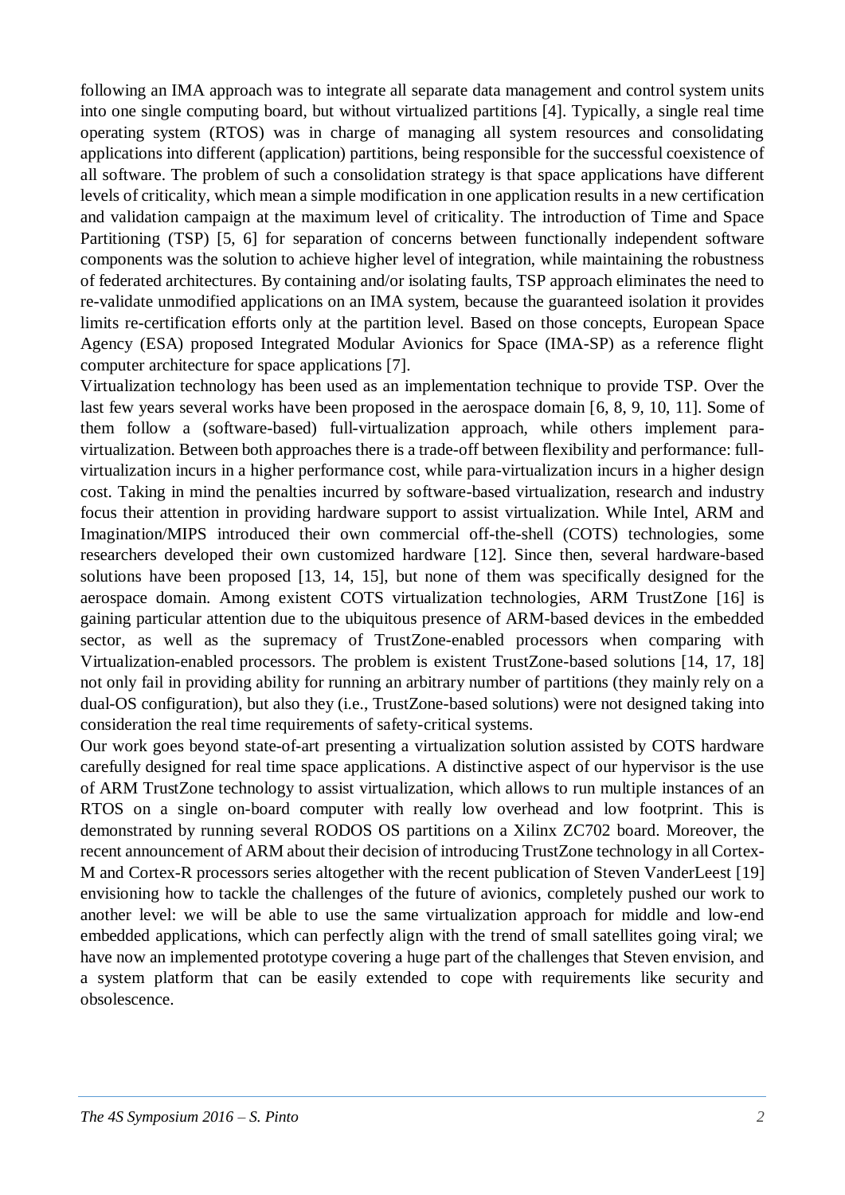following an IMA approach was to integrate all separate data management and control system units into one single computing board, but without virtualized partitions [4]. Typically, a single real time operating system (RTOS) was in charge of managing all system resources and consolidating applications into different (application) partitions, being responsible for the successful coexistence of all software. The problem of such a consolidation strategy is that space applications have different levels of criticality, which mean a simple modification in one application results in a new certification and validation campaign at the maximum level of criticality. The introduction of Time and Space Partitioning (TSP) [5, 6] for separation of concerns between functionally independent software components was the solution to achieve higher level of integration, while maintaining the robustness of federated architectures. By containing and/or isolating faults, TSP approach eliminates the need to re-validate unmodified applications on an IMA system, because the guaranteed isolation it provides limits re-certification efforts only at the partition level. Based on those concepts, European Space Agency (ESA) proposed Integrated Modular Avionics for Space (IMA-SP) as a reference flight computer architecture for space applications [7].

Virtualization technology has been used as an implementation technique to provide TSP. Over the last few years several works have been proposed in the aerospace domain [6, 8, 9, 10, 11]. Some of them follow a (software-based) full-virtualization approach, while others implement para-virtualization. Between both approaches there is a trade-off between flexibility and performance: full-virtualization incurs in a higher performance cost, while para-virtualization incurs in a higher design cost. Taking in mind the penalties incurred by software-based virtualization, research and industry focus their attention in providing hardware support to assist virtualization. While Intel, ARM and Imagination/MIPS introduced their own commercial off-the-shell (COTS) technologies, some researchers developed their own customized hardware [12]. Since then, several hardware-based solutions have been proposed [13, 14, 15], but none of them was specifically designed for the aerospace domain. Among existent COTS virtualization technologies, ARM TrustZone [16] is gaining particular attention due to the ubiquitous presence of ARM-based devices in the embedded sector, as well as the supremacy of TrustZone-enabled processors when comparing with Virtualization-enabled processors. The problem is existent TrustZone-based solutions [14, 17, 18] not only fail in providing ability for running an arbitrary number of partitions (they mainly rely on a dual-OS configuration), but also they (i.e., TrustZone-based solutions) were not designed taking into consideration the real time requirements of safety-critical systems.

Our work goes beyond state-of-art presenting a virtualization solution assisted by COTS hardware carefully designed for real time space applications. A distinctive aspect of our hypervisor is the use of ARM TrustZone technology to assist virtualization, which allows to run multiple instances of an RTOS on a single on-board computer with really low overhead and low footprint. This is demonstrated by running several RODOS OS partitions on a Xilinx ZC702 board. Moreover, the recent announcement of ARM about their decision of introducing TrustZone technology in all Cortex-M and Cortex-R processors series altogether with the recent publication of Steven VanderLeest [19] envisioning how to tackle the challenges of the future of avionics, completely pushed our work to another level: we will be able to use the same virtualization approach for middle and low-end embedded applications, which can perfectly align with the trend of small satellites going viral; we have now an implemented prototype covering a huge part of the challenges that Steven envision, and a system platform that can be easily extended to cope with requirements like security and obsolescence.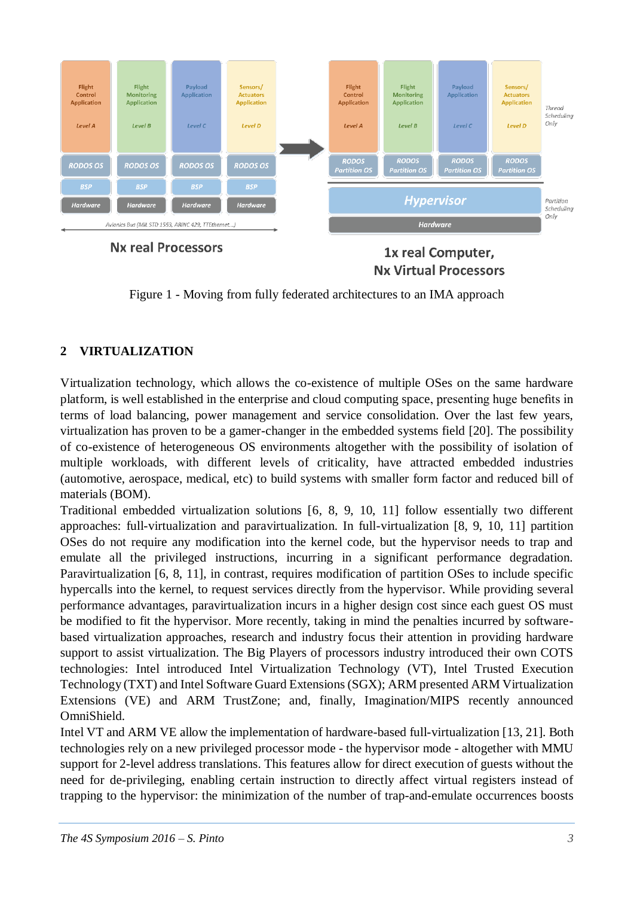Figure 1 - Moving from fully federated architectures to an IMA approach

## 2 VIRTUALIZATION

Virtualization technology, which allows the co-existence of multiple OSes on the same hardware platform, is well established in the enterprise and cloud computing space, presenting huge benefits in terms of load balancing, power management and service consolidation. Over the last few years, virtualization has proven to be a gamer-changer in the embedded systems field [20]. The possibility of co-existence of heterogeneous OS environments altogether with the possibility of isolation of multiple workloads, with different levels of criticality, have attracted embedded industries (automotive, aerospace, medical, etc) to build systems with smaller form factor and reduced bill of materials (BOM).

Traditional embedded virtualization solutions [6, 8, 9, 10, 11] follow essentially two different approaches: full-virtualization and paravirtualization. In full-virtualization [8, 9, 10, 11] partition OSes do not require any modification into the kernel code, but the hypervisor needs to trap and emulate all the privileged instructions, incurring in a significant performance degradation. Paravirtualization [6, 8, 11], in contrast, requires modification of partition OSes to include specific hypercalls into the kernel, to request services directly from the hypervisor. While providing several performance advantages, paravirtualization incurs in a higher design cost since each guest OS must be modified to fit the hypervisor. More recently, taking in mind the penalties incurred by software-based virtualization approaches, research and industry focus their attention in providing hardware support to assist virtualization. The Big Players of processors industry introduced their own COTS technologies: Intel introduced Intel Virtualization Technology (VT), Intel Trusted Execution Technology (TXT) and Intel Software Guard Extensions (SGX); ARM presented ARM Virtualization Extensions (VE) and ARM TrustZone; and, finally, Imagination/MIPS recently announced OmniShield.

Intel VT and ARM VE allow the implementation of hardware-based full-virtualization [13, 21]. Both technologies rely on a new privileged processor mode - the hypervisor mode - altogether with MMU support for 2-level address translations. This features allow for direct execution of guests without the need for de-privileging, enabling certain instruction to directly affect virtual registers instead of trapping to the hypervisor: the minimization of the number of trap-and-emulate occurrences boosts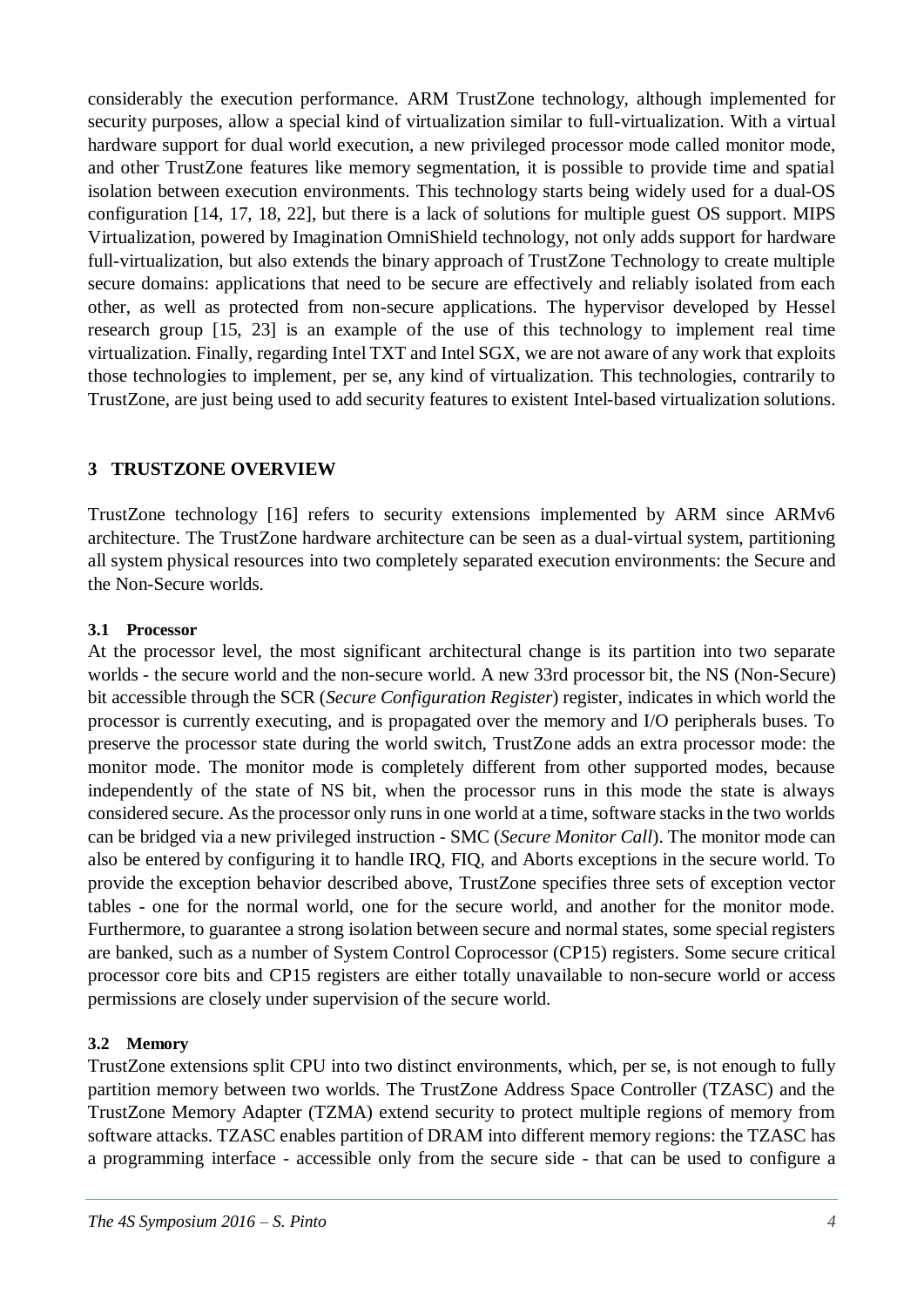considerably the execution performance. ARM TrustZone technology, although implemented for security purposes, allow a special kind of virtualization similar to full-virtualization. With a virtual hardware support for dual world execution, a new privileged processor mode called monitor mode, and other TrustZone features like memory segmentation, it is possible to provide time and spatial isolation between execution environments. This technology starts being widely used for a dual-OS configuration [14, 17, 18, 22], but there is a lack of solutions for multiple guest OS support. MIPS Virtualization, powered by Imagination OmniShield technology, not only adds support for hardware full-virtualization, but also extends the binary approach of TrustZone Technology to create multiple secure domains: applications that need to be secure are effectively and reliably isolated from each other, as well as protected from non-secure applications. The hypervisor developed by Hessel research group [15, 23] is an example of the use of this technology to implement real time virtualization. Finally, regarding Intel TXT and Intel SGX, we are not aware of any work that exploits those technologies to implement, per se, any kind of virtualization. This technologies, contrarily to TrustZone, are just being used to add security features to existent Intel-based virtualization solutions.

## 3 TRUSTZONE OVERVIEW

TrustZone technology [16] refers to security extensions implemented by ARM since ARMv6 architecture. The TrustZone hardware architecture can be seen as a dual-virtual system, partitioning all system physical resources into two completely separated execution environments: the Secure and the Non-Secure worlds.

### 3.1 Processor

At the processor level, the most significant architectural change is its partition into two separate worlds - the secure world and the non-secure world. A new 33rd processor bit, the NS (Non-Secure) bit accessible through the SCR (*Secure Configuration Register*) register, indicates in which world the processor is currently executing, and is propagated over the memory and I/O peripherals buses. To preserve the processor state during the world switch, TrustZone adds an extra processor mode: the monitor mode. The monitor mode is completely different from other supported modes, because independently of the state of NS bit, when the processor runs in this mode the state is always considered secure. As the processor only runs in one world at a time, software stacks in the two worlds can be bridged via a new privileged instruction - SMC (*Secure Monitor Call*). The monitor mode can also be entered by configuring it to handle IRQ, FIQ, and Aborts exceptions in the secure world. To provide the exception behavior described above, TrustZone specifies three sets of exception vector tables - one for the normal world, one for the secure world, and another for the monitor mode. Furthermore, to guarantee a strong isolation between secure and normal states, some special registers are banked, such as a number of System Control Coprocessor (CP15) registers. Some secure critical processor core bits and CP15 registers are either totally unavailable to non-secure world or access permissions are closely under supervision of the secure world.

### 3.2 Memory

TrustZone extensions split CPU into two distinct environments, which, per se, is not enough to fully partition memory between two worlds. The TrustZone Address Space Controller (TZASC) and the TrustZone Memory Adapter (TZMA) extend security to protect multiple regions of memory from software attacks. TZASC enables partition of DRAM into different memory regions: the TZASC has a programming interface - accessible only from the secure side - that can be used to configure a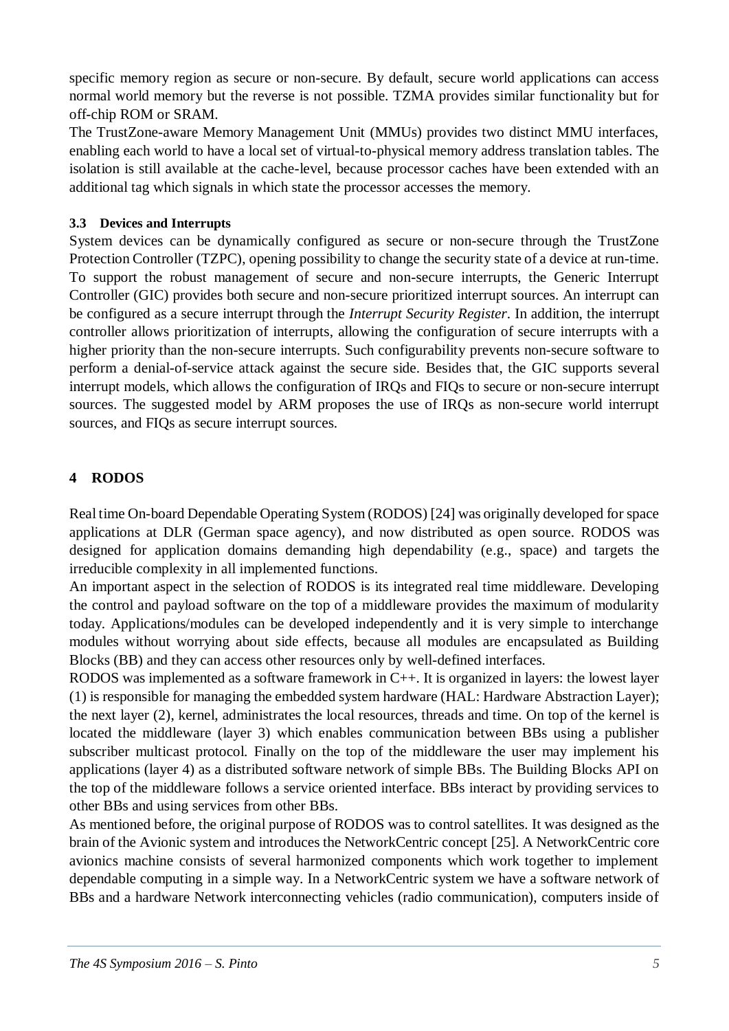specific memory region as secure or non-secure. By default, secure world applications can access normal world memory but the reverse is not possible. TZMA provides similar functionality but for off-chip ROM or SRAM.

The TrustZone-aware Memory Management Unit (MMUs) provides two distinct MMU interfaces, enabling each world to have a local set of virtual-to-physical memory address translation tables. The isolation is still available at the cache-level, because processor caches have been extended with an additional tag which signals in which state the processor accesses the memory.

### 3.3 Devices and Interrupts

System devices can be dynamically configured as secure or non-secure through the TrustZone Protection Controller (TZPC), opening possibility to change the security state of a device at run-time. To support the robust management of secure and non-secure interrupts, the Generic Interrupt Controller (GIC) provides both secure and non-secure prioritized interrupt sources. An interrupt can be configured as a secure interrupt through the *Interrupt Security Register*. In addition, the interrupt controller allows prioritization of interrupts, allowing the configuration of secure interrupts with a higher priority than the non-secure interrupts. Such configurability prevents non-secure software to perform a denial-of-service attack against the secure side. Besides that, the GIC supports several interrupt models, which allows the configuration of IRQs and FIQs to secure or non-secure interrupt sources. The suggested model by ARM proposes the use of IRQs as non-secure world interrupt sources, and FIQs as secure interrupt sources.

## 4 RODOS

Real time On-board Dependable Operating System (RODOS) [24] was originally developed for space applications at DLR (German space agency), and now distributed as open source. RODOS was designed for application domains demanding high dependability (e.g., space) and targets the irreducible complexity in all implemented functions.

An important aspect in the selection of RODOS is its integrated real time middleware. Developing the control and payload software on the top of a middleware provides the maximum of modularity today. Applications/modules can be developed independently and it is very simple to interchange modules without worrying about side effects, because all modules are encapsulated as Building Blocks (BB) and they can access other resources only by well-defined interfaces.

RODOS was implemented as a software framework in C++. It is organized in layers: the lowest layer (1) is responsible for managing the embedded system hardware (HAL: Hardware Abstraction Layer); the next layer (2), kernel, administrates the local resources, threads and time. On top of the kernel is located the middleware (layer 3) which enables communication between BBs using a publisher subscriber multicast protocol. Finally on the top of the middleware the user may implement his applications (layer 4) as a distributed software network of simple BBs. The Building Blocks API on the top of the middleware follows a service oriented interface. BBs interact by providing services to other BBs and using services from other BBs.

As mentioned before, the original purpose of RODOS was to control satellites. It was designed as the brain of the Avionic system and introduces the NetworkCentric concept [25]. A NetworkCentric core avionics machine consists of several harmonized components which work together to implement dependable computing in a simple way. In a NetworkCentric system we have a software network of BBs and a hardware Network interconnecting vehicles (radio communication), computers inside of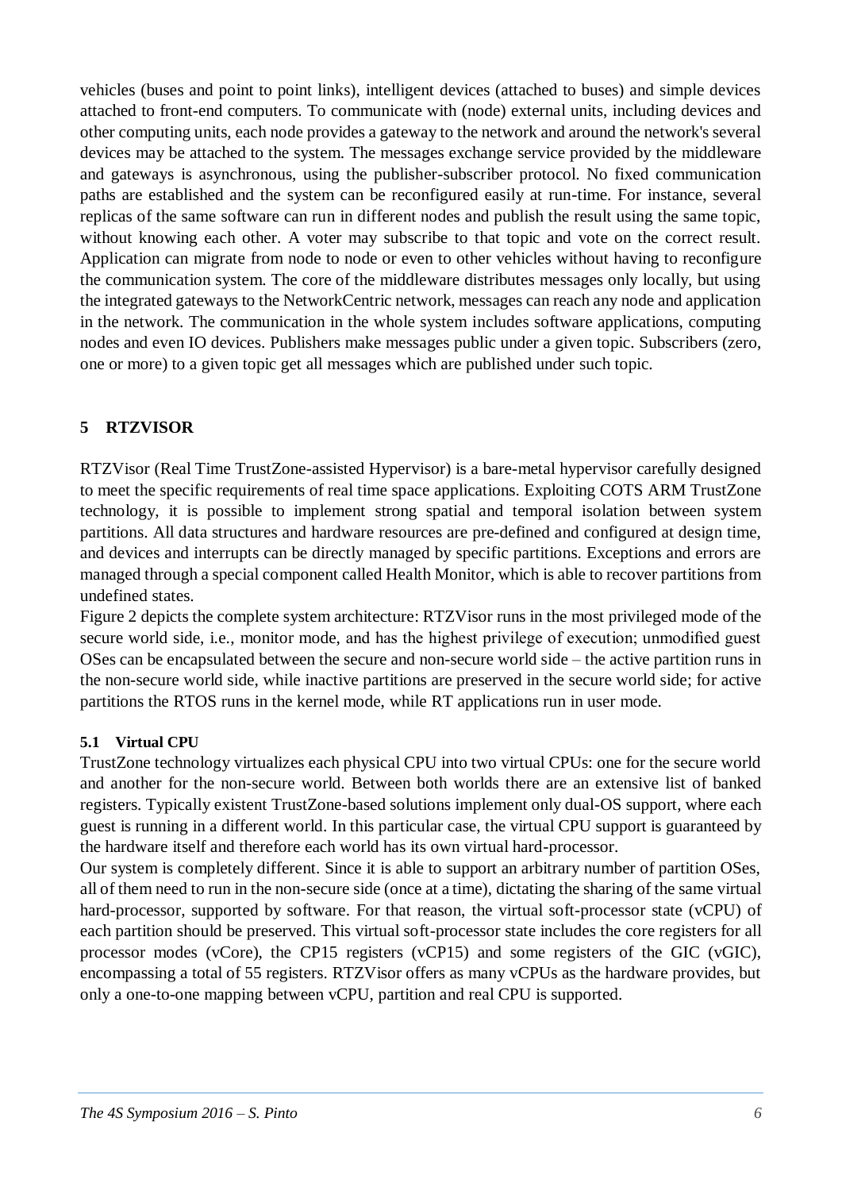vehicles (buses and point to point links), intelligent devices (attached to buses) and simple devices attached to front-end computers. To communicate with (node) external units, including devices and other computing units, each node provides a gateway to the network and around the network's several devices may be attached to the system. The messages exchange service provided by the middleware and gateways is asynchronous, using the publisher-subscriber protocol. No fixed communication paths are established and the system can be reconfigured easily at run-time. For instance, several replicas of the same software can run in different nodes and publish the result using the same topic, without knowing each other. A voter may subscribe to that topic and vote on the correct result. Application can migrate from node to node or even to other vehicles without having to reconfigure the communication system. The core of the middleware distributes messages only locally, but using the integrated gateways to the NetworkCentric network, messages can reach any node and application in the network. The communication in the whole system includes software applications, computing nodes and even IO devices. Publishers make messages public under a given topic. Subscribers (zero, one or more) to a given topic get all messages which are published under such topic.

## 5 RTZVISOR

RTZVisor (Real Time TrustZone-assisted Hypervisor) is a bare-metal hypervisor carefully designed to meet the specific requirements of real time space applications. Exploiting COTS ARM TrustZone technology, it is possible to implement strong spatial and temporal isolation between system partitions. All data structures and hardware resources are pre-defined and configured at design time, and devices and interrupts can be directly managed by specific partitions. Exceptions and errors are managed through a special component called Health Monitor, which is able to recover partitions from undefined states.

Figure 2 depicts the complete system architecture: RTZVisor runs in the most privileged mode of the secure world side, i.e., monitor mode, and has the highest privilege of execution; unmodified guest OSes can be encapsulated between the secure and non-secure world side – the active partition runs in the non-secure world side, while inactive partitions are preserved in the secure world side; for active partitions the RTOS runs in the kernel mode, while RT applications run in user mode.

### 5.1 Virtual CPU

TrustZone technology virtualizes each physical CPU into two virtual CPUs: one for the secure world and another for the non-secure world. Between both worlds there are an extensive list of banked registers. Typically existent TrustZone-based solutions implement only dual-OS support, where each guest is running in a different world. In this particular case, the virtual CPU support is guaranteed by the hardware itself and therefore each world has its own virtual hard-processor.

Our system is completely different. Since it is able to support an arbitrary number of partition OSes, all of them need to run in the non-secure side (once at a time), dictating the sharing of the same virtual hard-processor, supported by software. For that reason, the virtual soft-processor state (vCPU) of each partition should be preserved. This virtual soft-processor state includes the core registers for all processor modes (vCore), the CP15 registers (vCP15) and some registers of the GIC (vGIC), encompassing a total of 55 registers. RTZVisor offers as many vCPUs as the hardware provides, but only a one-to-one mapping between vCPU, partition and real CPU is supported.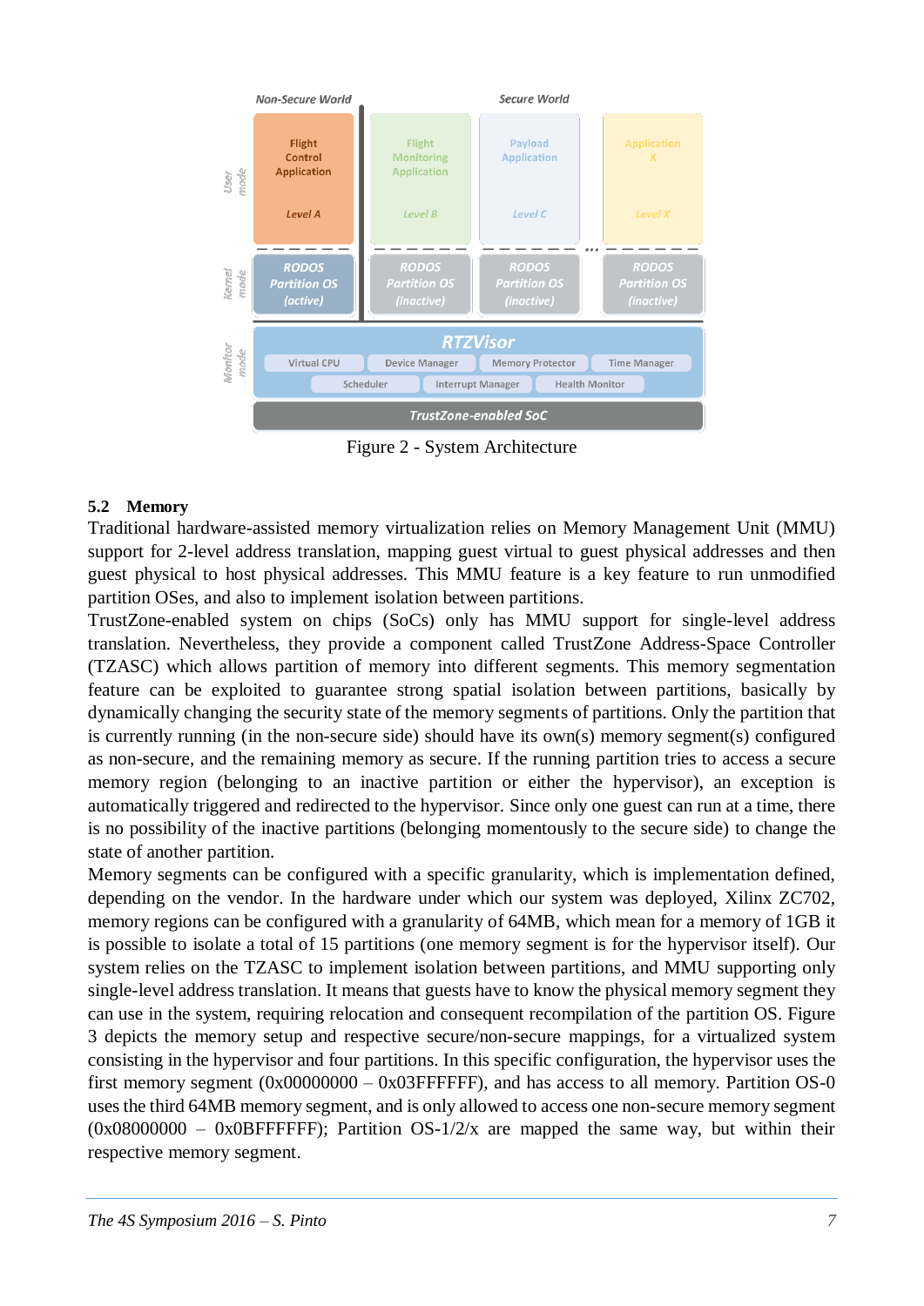Figure 2 - System Architecture

### 5.2 Memory

Traditional hardware-assisted memory virtualization relies on Memory Management Unit (MMU) support for 2-level address translation, mapping guest virtual to guest physical addresses and then guest physical to host physical addresses. This MMU feature is a key feature to run unmodified partition OSes, and also to implement isolation between partitions.

TrustZone-enabled system on chips (SoCs) only has MMU support for single-level address translation. Nevertheless, they provide a component called TrustZone Address-Space Controller (TZASC) which allows partition of memory into different segments. This memory segmentation feature can be exploited to guarantee strong spatial isolation between partitions, basically by dynamically changing the security state of the memory segments of partitions. Only the partition that is currently running (in the non-secure side) should have its own(s) memory segment(s) configured as non-secure, and the remaining memory as secure. If the running partition tries to access a secure memory region (belonging to an inactive partition or either the hypervisor), an exception is automatically triggered and redirected to the hypervisor. Since only one guest can run at a time, there is no possibility of the inactive partitions (belonging momentously to the secure side) to change the state of another partition.

Memory segments can be configured with a specific granularity, which is implementation defined, depending on the vendor. In the hardware under which our system was deployed, Xilinx ZC702, memory regions can be configured with a granularity of 64MB, which mean for a memory of 1GB it is possible to isolate a total of 15 partitions (one memory segment is for the hypervisor itself). Our system relies on the TZASC to implement isolation between partitions, and MMU supporting only single-level address translation. It means that guests have to know the physical memory segment they can use in the system, requiring relocation and consequent recompilation of the partition OS. Figure 3 depicts the memory setup and respective secure/non-secure mappings, for a virtualized system consisting in the hypervisor and four partitions. In this specific configuration, the hypervisor uses the first memory segment (0x00000000 – 0x03FFFFFF), and has access to all memory. Partition OS-0 uses the third 64MB memory segment, and is only allowed to access one non-secure memory segment (0x08000000 – 0x0BFFFFFF); Partition OS-1/2/x are mapped the same way, but within their respective memory segment.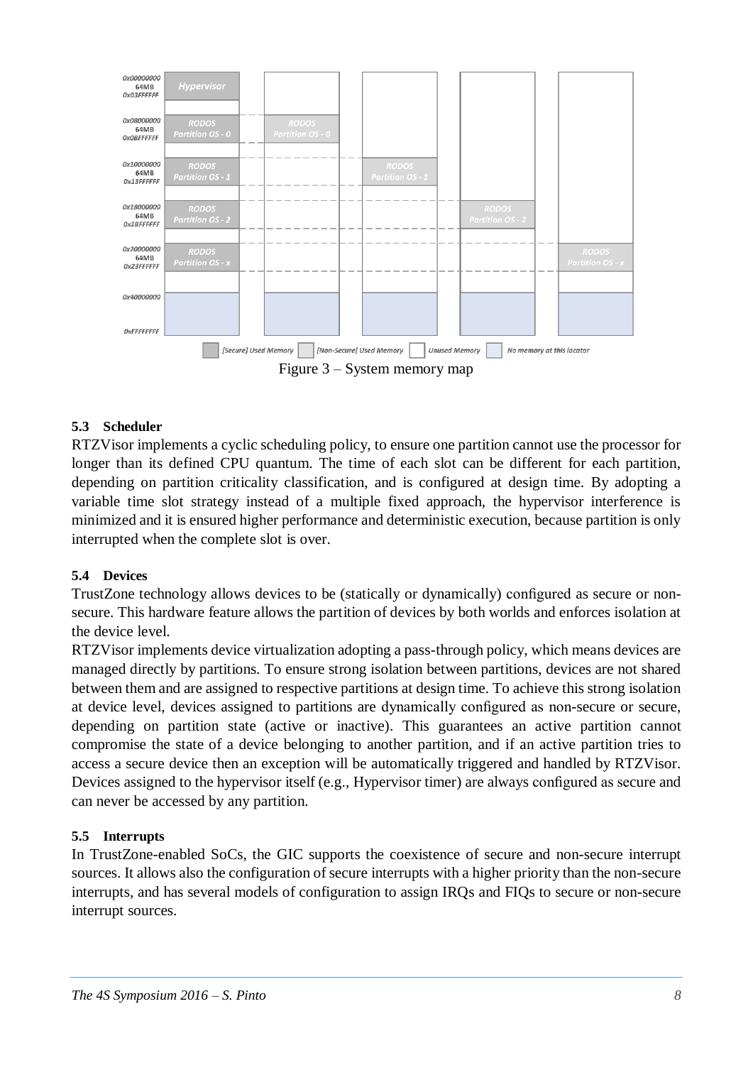Figure 3 – System memory map

### 5.3 Scheduler

RTZVisor implements a cyclic scheduling policy, to ensure one partition cannot use the processor for longer than its defined CPU quantum. The time of each slot can be different for each partition, depending on partition criticality classification, and is configured at design time. By adopting a variable time slot strategy instead of a multiple fixed approach, the hypervisor interference is minimized and it is ensured higher performance and deterministic execution, because partition is only interrupted when the complete slot is over.

### 5.4 Devices

TrustZone technology allows devices to be (statically or dynamically) configured as secure or non-secure. This hardware feature allows the partition of devices by both worlds and enforces isolation at the device level.

RTZVisor implements device virtualization adopting a pass-through policy, which means devices are managed directly by partitions. To ensure strong isolation between partitions, devices are not shared between them and are assigned to respective partitions at design time. To achieve this strong isolation at device level, devices assigned to partitions are dynamically configured as non-secure or secure, depending on partition state (active or inactive). This guarantees an active partition cannot compromise the state of a device belonging to another partition, and if an active partition tries to access a secure device then an exception will be automatically triggered and handled by RTZVisor. Devices assigned to the hypervisor itself (e.g., Hypervisor timer) are always configured as secure and can never be accessed by any partition.

### 5.5 Interrupts

In TrustZone-enabled SoCs, the GIC supports the coexistence of secure and non-secure interrupt sources. It allows also the configuration of secure interrupts with a higher priority than the non-secure interrupts, and has several models of configuration to assign IRQs and FIQs to secure or non-secure interrupt sources.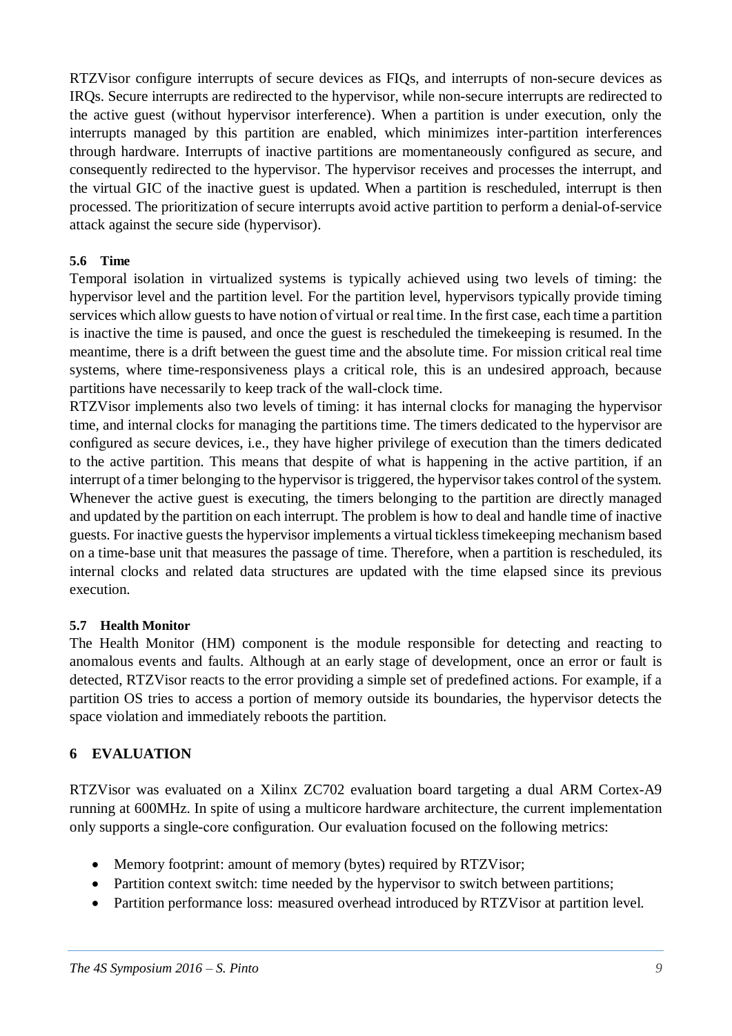RTZVisor configure interrupts of secure devices as FIQs, and interrupts of non-secure devices as IRQs. Secure interrupts are redirected to the hypervisor, while non-secure interrupts are redirected to the active guest (without hypervisor interference). When a partition is under execution, only the interrupts managed by this partition are enabled, which minimizes inter-partition interferences through hardware. Interrupts of inactive partitions are momentaneously configured as secure, and consequently redirected to the hypervisor. The hypervisor receives and processes the interrupt, and the virtual GIC of the inactive guest is updated. When a partition is rescheduled, interrupt is then processed. The prioritization of secure interrupts avoid active partition to perform a denial-of-service attack against the secure side (hypervisor).

### 5.6 Time

Temporal isolation in virtualized systems is typically achieved using two levels of timing: the hypervisor level and the partition level. For the partition level, hypervisors typically provide timing services which allow guests to have notion of virtual or real time. In the first case, each time a partition is inactive the time is paused, and once the guest is rescheduled the timekeeping is resumed. In the meantime, there is a drift between the guest time and the absolute time. For mission critical real time systems, where time-responsiveness plays a critical role, this is an undesired approach, because partitions have necessarily to keep track of the wall-clock time.

RTZVisor implements also two levels of timing: it has internal clocks for managing the hypervisor time, and internal clocks for managing the partitions time. The timers dedicated to the hypervisor are configured as secure devices, i.e., they have higher privilege of execution than the timers dedicated to the active partition. This means that despite of what is happening in the active partition, if an interrupt of a timer belonging to the hypervisor is triggered, the hypervisor takes control of the system. Whenever the active guest is executing, the timers belonging to the partition are directly managed and updated by the partition on each interrupt. The problem is how to deal and handle time of inactive guests. For inactive guests the hypervisor implements a virtual tickless timekeeping mechanism based on a time-base unit that measures the passage of time. Therefore, when a partition is rescheduled, its internal clocks and related data structures are updated with the time elapsed since its previous execution.

### 5.7 Health Monitor

The Health Monitor (HM) component is the module responsible for detecting and reacting to anomalous events and faults. Although at an early stage of development, once an error or fault is detected, RTZVisor reacts to the error providing a simple set of predefined actions. For example, if a partition OS tries to access a portion of memory outside its boundaries, the hypervisor detects the space violation and immediately reboots the partition.

## 6 EVALUATION

RTZVisor was evaluated on a Xilinx ZC702 evaluation board targeting a dual ARM Cortex-A9 running at 600MHz. In spite of using a multicore hardware architecture, the current implementation only supports a single-core configuration. Our evaluation focused on the following metrics:

- Memory footprint: amount of memory (bytes) required by RTZVisor;
- Partition context switch: time needed by the hypervisor to switch between partitions;
- Partition performance loss: measured overhead introduced by RTZVisor at partition level.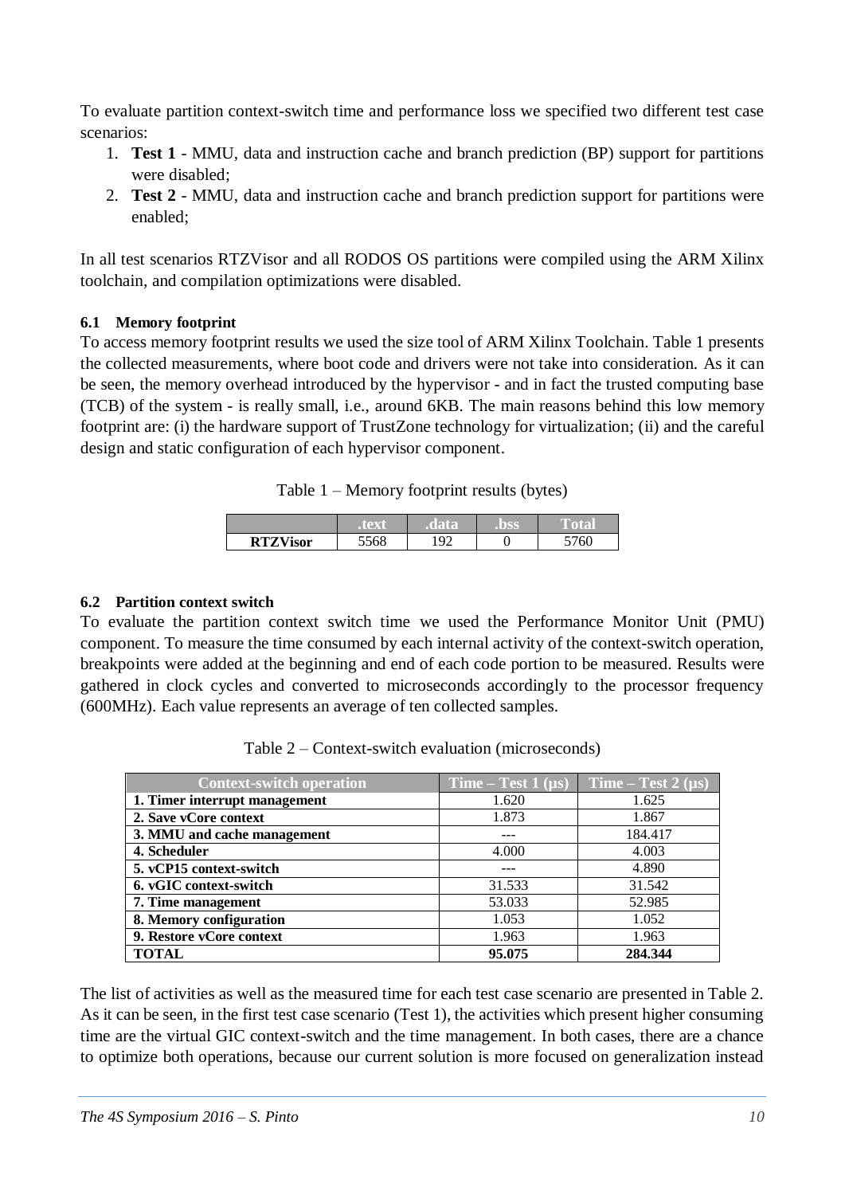To evaluate partition context-switch time and performance loss we specified two different test case scenarios:

1. **Test 1** - MMU, data and instruction cache and branch prediction (BP) support for partitions were disabled;
2. **Test 2** - MMU, data and instruction cache and branch prediction support for partitions were enabled;

In all test scenarios RTZVisor and all RODOS OS partitions were compiled using the ARM Xilinx toolchain, and compilation optimizations were disabled.

### 6.1 Memory footprint

To access memory footprint results we used the size tool of ARM Xilinx Toolchain. Table 1 presents the collected measurements, where boot code and drivers were not take into consideration. As it can be seen, the memory overhead introduced by the hypervisor - and in fact the trusted computing base (TCB) of the system - is really small, i.e., around 6KB. The main reasons behind this low memory footprint are: (i) the hardware support of TrustZone technology for virtualization; (ii) and the careful design and static configuration of each hypervisor component.

Table 1 – Memory footprint results (bytes)

| | .text | .data | .bss | Total |
|---|---|---|---|---|
| **RTZVisor** | 5568 | 192 | 0 | 5760 |

### 6.2 Partition context switch

To evaluate the partition context switch time we used the Performance Monitor Unit (PMU) component. To measure the time consumed by each internal activity of the context-switch operation, breakpoints were added at the beginning and end of each code portion to be measured. Results were gathered in clock cycles and converted to microseconds accordingly to the processor frequency (600MHz). Each value represents an average of ten collected samples.

Table 2 – Context-switch evaluation (microseconds)

| Context-switch operation | Time – Test 1 (µs) | Time – Test 2 (µs) |
|---|---|---|
| **1. Timer interrupt management** | 1.620 | 1.625 |
| **2. Save vCore context** | 1.873 | 1.867 |
| **3. MMU and cache management** | --- | 184.417 |
| **4. Scheduler** | 4.000 | 4.003 |
| **5. vCP15 context-switch** | --- | 4.890 |
| **6. vGIC context-switch** | 31.533 | 31.542 |
| **7. Time management** | 53.033 | 52.985 |
| **8. Memory configuration** | 1.053 | 1.052 |
| **9. Restore vCore context** | 1.963 | 1.963 |
| **TOTAL** | **95.075** | **284.344** |

The list of activities as well as the measured time for each test case scenario are presented in Table 2. As it can be seen, in the first test case scenario (Test 1), the activities which present higher consuming time are the virtual GIC context-switch and the time management. In both cases, there are a chance to optimize both operations, because our current solution is more focused on generalization instead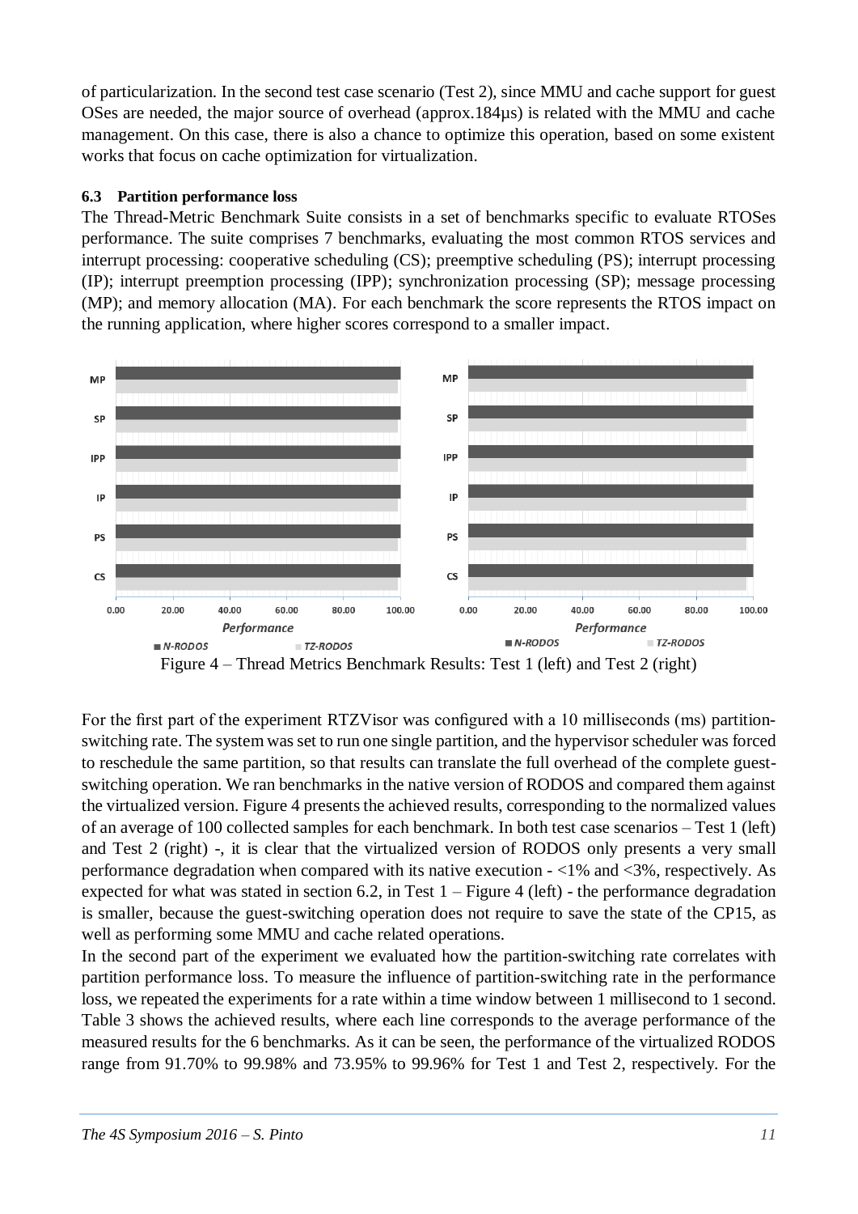of particularization. In the second test case scenario (Test 2), since MMU and cache support for guest OSes are needed, the major source of overhead (approx.184µs) is related with the MMU and cache management. On this case, there is also a chance to optimize this operation, based on some existent works that focus on cache optimization for virtualization.

### 6.3 Partition performance loss

The Thread-Metric Benchmark Suite consists in a set of benchmarks specific to evaluate RTOSes performance. The suite comprises 7 benchmarks, evaluating the most common RTOS services and interrupt processing: cooperative scheduling (CS); preemptive scheduling (PS); interrupt processing (IP); interrupt preemption processing (IPP); synchronization processing (SP); message processing (MP); and memory allocation (MA). For each benchmark the score represents the RTOS impact on the running application, where higher scores correspond to a smaller impact.

Figure 4 – Thread Metrics Benchmark Results: Test 1 (left) and Test 2 (right)

For the first part of the experiment RTZVisor was configured with a 10 milliseconds (ms) partition-switching rate. The system was set to run one single partition, and the hypervisor scheduler was forced to reschedule the same partition, so that results can translate the full overhead of the complete guest-switching operation. We ran benchmarks in the native version of RODOS and compared them against the virtualized version. Figure 4 presents the achieved results, corresponding to the normalized values of an average of 100 collected samples for each benchmark. In both test case scenarios – Test 1 (left) and Test 2 (right) -, it is clear that the virtualized version of RODOS only presents a very small performance degradation when compared with its native execution - <1% and <3%, respectively. As expected for what was stated in section 6.2, in Test 1 – Figure 4 (left) - the performance degradation is smaller, because the guest-switching operation does not require to save the state of the CP15, as well as performing some MMU and cache related operations.

In the second part of the experiment we evaluated how the partition-switching rate correlates with partition performance loss. To measure the influence of partition-switching rate in the performance loss, we repeated the experiments for a rate within a time window between 1 millisecond to 1 second. Table 3 shows the achieved results, where each line corresponds to the average performance of the measured results for the 6 benchmarks. As it can be seen, the performance of the virtualized RODOS range from 91.70% to 99.98% and 73.95% to 99.96% for Test 1 and Test 2, respectively. For the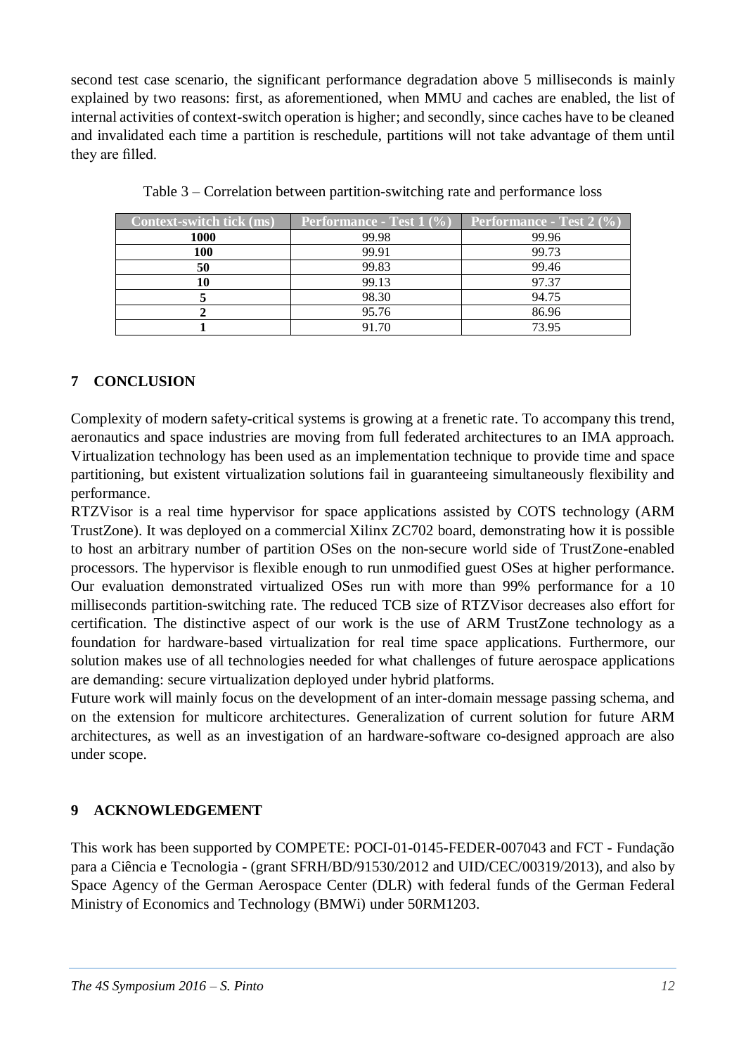second test case scenario, the significant performance degradation above 5 milliseconds is mainly explained by two reasons: first, as aforementioned, when MMU and caches are enabled, the list of internal activities of context-switch operation is higher; and secondly, since caches have to be cleaned and invalidated each time a partition is reschedule, partitions will not take advantage of them until they are filled.

Table 3 – Correlation between partition-switching rate and performance loss

| Context-switch tick (ms) | Performance - Test 1 (%) | Performance - Test 2 (%) |
|---|---|---|
| **1000** | 99.98 | 99.96 |
| **100** | 99.91 | 99.73 |
| **50** | 99.83 | 99.46 |
| **10** | 99.13 | 97.37 |
| **5** | 98.30 | 94.75 |
| **2** | 95.76 | 86.96 |
| **1** | 91.70 | 73.95 |

## 7 CONCLUSION

Complexity of modern safety-critical systems is growing at a frenetic rate. To accompany this trend, aeronautics and space industries are moving from full federated architectures to an IMA approach. Virtualization technology has been used as an implementation technique to provide time and space partitioning, but existent virtualization solutions fail in guaranteeing simultaneously flexibility and performance.

RTZVisor is a real time hypervisor for space applications assisted by COTS technology (ARM TrustZone). It was deployed on a commercial Xilinx ZC702 board, demonstrating how it is possible to host an arbitrary number of partition OSes on the non-secure world side of TrustZone-enabled processors. The hypervisor is flexible enough to run unmodified guest OSes at higher performance. Our evaluation demonstrated virtualized OSes run with more than 99% performance for a 10 milliseconds partition-switching rate. The reduced TCB size of RTZVisor decreases also effort for certification. The distinctive aspect of our work is the use of ARM TrustZone technology as a foundation for hardware-based virtualization for real time space applications. Furthermore, our solution makes use of all technologies needed for what challenges of future aerospace applications are demanding: secure virtualization deployed under hybrid platforms.

Future work will mainly focus on the development of an inter-domain message passing schema, and on the extension for multicore architectures. Generalization of current solution for future ARM architectures, as well as an investigation of an hardware-software co-designed approach are also under scope.

## 9 ACKNOWLEDGEMENT

This work has been supported by COMPETE: POCI-01-0145-FEDER-007043 and FCT - Fundação para a Ciência e Tecnologia - (grant SFRH/BD/91530/2012 and UID/CEC/00319/2013), and also by Space Agency of the German Aerospace Center (DLR) with federal funds of the German Federal Ministry of Economics and Technology (BMWi) under 50RM1203.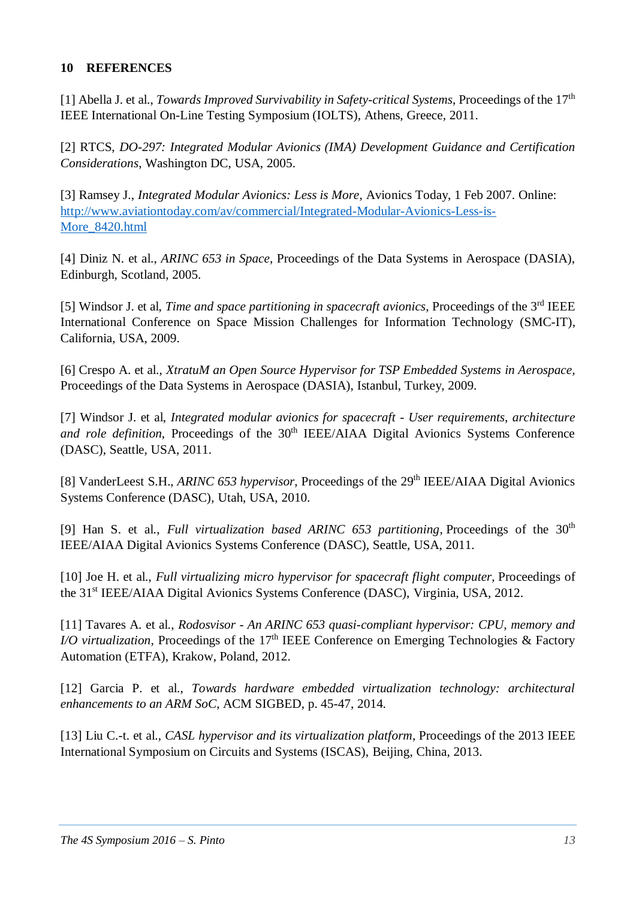## 10 REFERENCES

[1] Abella J. et al., *Towards Improved Survivability in Safety-critical Systems*, Proceedings of the 17th IEEE International On-Line Testing Symposium (IOLTS), Athens, Greece, 2011.

[2] RTCS, *DO-297: Integrated Modular Avionics (IMA) Development Guidance and Certification Considerations*, Washington DC, USA, 2005.

[3] Ramsey J., *Integrated Modular Avionics: Less is More*, Avionics Today, 1 Feb 2007. Online: http://www.aviationtoday.com/av/commercial/Integrated-Modular-Avionics-Less-is-More_8420.html

[4] Diniz N. et al., *ARINC 653 in Space*, Proceedings of the Data Systems in Aerospace (DASIA), Edinburgh, Scotland, 2005.

[5] Windsor J. et al, *Time and space partitioning in spacecraft avionics*, Proceedings of the 3rd IEEE International Conference on Space Mission Challenges for Information Technology (SMC-IT), California, USA, 2009.

[6] Crespo A. et al., *XtratuM an Open Source Hypervisor for TSP Embedded Systems in Aerospace*, Proceedings of the Data Systems in Aerospace (DASIA), Istanbul, Turkey, 2009.

[7] Windsor J. et al, *Integrated modular avionics for spacecraft - User requirements, architecture and role definition*, Proceedings of the 30th IEEE/AIAA Digital Avionics Systems Conference (DASC), Seattle, USA, 2011.

[8] VanderLeest S.H., *ARINC 653 hypervisor*, Proceedings of the 29th IEEE/AIAA Digital Avionics Systems Conference (DASC), Utah, USA, 2010.

[9] Han S. et al., *Full virtualization based ARINC 653 partitioning*, Proceedings of the 30th IEEE/AIAA Digital Avionics Systems Conference (DASC), Seattle, USA, 2011.

[10] Joe H. et al., *Full virtualizing micro hypervisor for spacecraft flight computer*, Proceedings of the 31st IEEE/AIAA Digital Avionics Systems Conference (DASC), Virginia, USA, 2012.

[11] Tavares A. et al., *Rodosvisor - An ARINC 653 quasi-compliant hypervisor: CPU, memory and I/O virtualization*, Proceedings of the 17th IEEE Conference on Emerging Technologies & Factory Automation (ETFA), Krakow, Poland, 2012.

[12] Garcia P. et al., *Towards hardware embedded virtualization technology: architectural enhancements to an ARM SoC*, ACM SIGBED, p. 45-47, 2014.

[13] Liu C.-t. et al., *CASL hypervisor and its virtualization platform*, Proceedings of the 2013 IEEE International Symposium on Circuits and Systems (ISCAS), Beijing, China, 2013.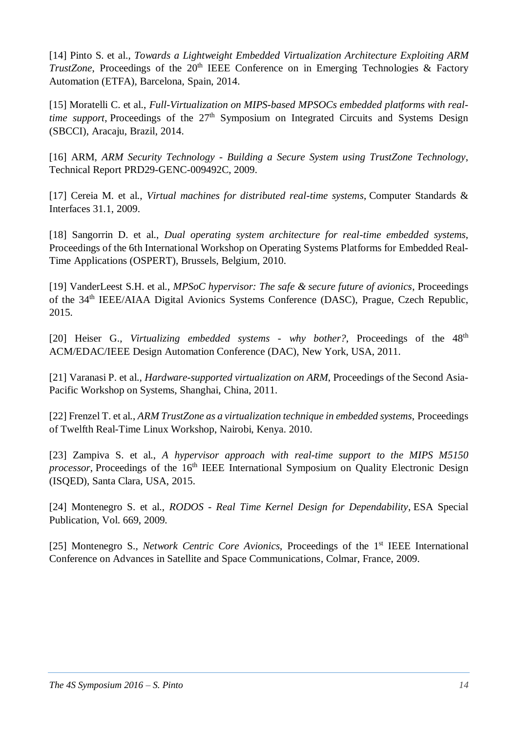[14] Pinto S. et al., *Towards a Lightweight Embedded Virtualization Architecture Exploiting ARM TrustZone*, Proceedings of the 20th IEEE Conference on in Emerging Technologies & Factory Automation (ETFA), Barcelona, Spain, 2014.

[15] Moratelli C. et al., *Full-Virtualization on MIPS-based MPSOCs embedded platforms with real-time support*, Proceedings of the 27th Symposium on Integrated Circuits and Systems Design (SBCCI), Aracaju, Brazil, 2014.

[16] ARM, *ARM Security Technology - Building a Secure System using TrustZone Technology*, Technical Report PRD29-GENC-009492C, 2009.

[17] Cereia M. et al., *Virtual machines for distributed real-time systems*, Computer Standards & Interfaces 31.1, 2009.

[18] Sangorrin D. et al., *Dual operating system architecture for real-time embedded systems*, Proceedings of the 6th International Workshop on Operating Systems Platforms for Embedded Real-Time Applications (OSPERT), Brussels, Belgium, 2010.

[19] VanderLeest S.H. et al., *MPSoC hypervisor: The safe & secure future of avionics*, Proceedings of the 34th IEEE/AIAA Digital Avionics Systems Conference (DASC), Prague, Czech Republic, 2015.

[20] Heiser G., *Virtualizing embedded systems - why bother?*, Proceedings of the 48th ACM/EDAC/IEEE Design Automation Conference (DAC), New York, USA, 2011.

[21] Varanasi P. et al., *Hardware-supported virtualization on ARM*, Proceedings of the Second Asia-Pacific Workshop on Systems, Shanghai, China, 2011.

[22] Frenzel T. et al., *ARM TrustZone as a virtualization technique in embedded systems*, Proceedings of Twelfth Real-Time Linux Workshop, Nairobi, Kenya. 2010.

[23] Zampiva S. et al., *A hypervisor approach with real-time support to the MIPS M5150 processor*, Proceedings of the 16th IEEE International Symposium on Quality Electronic Design (ISQED), Santa Clara, USA, 2015.

[24] Montenegro S. et al., *RODOS - Real Time Kernel Design for Dependability*, ESA Special Publication, Vol. 669, 2009.

[25] Montenegro S., *Network Centric Core Avionics*, Proceedings of the 1st IEEE International Conference on Advances in Satellite and Space Communications, Colmar, France, 2009.